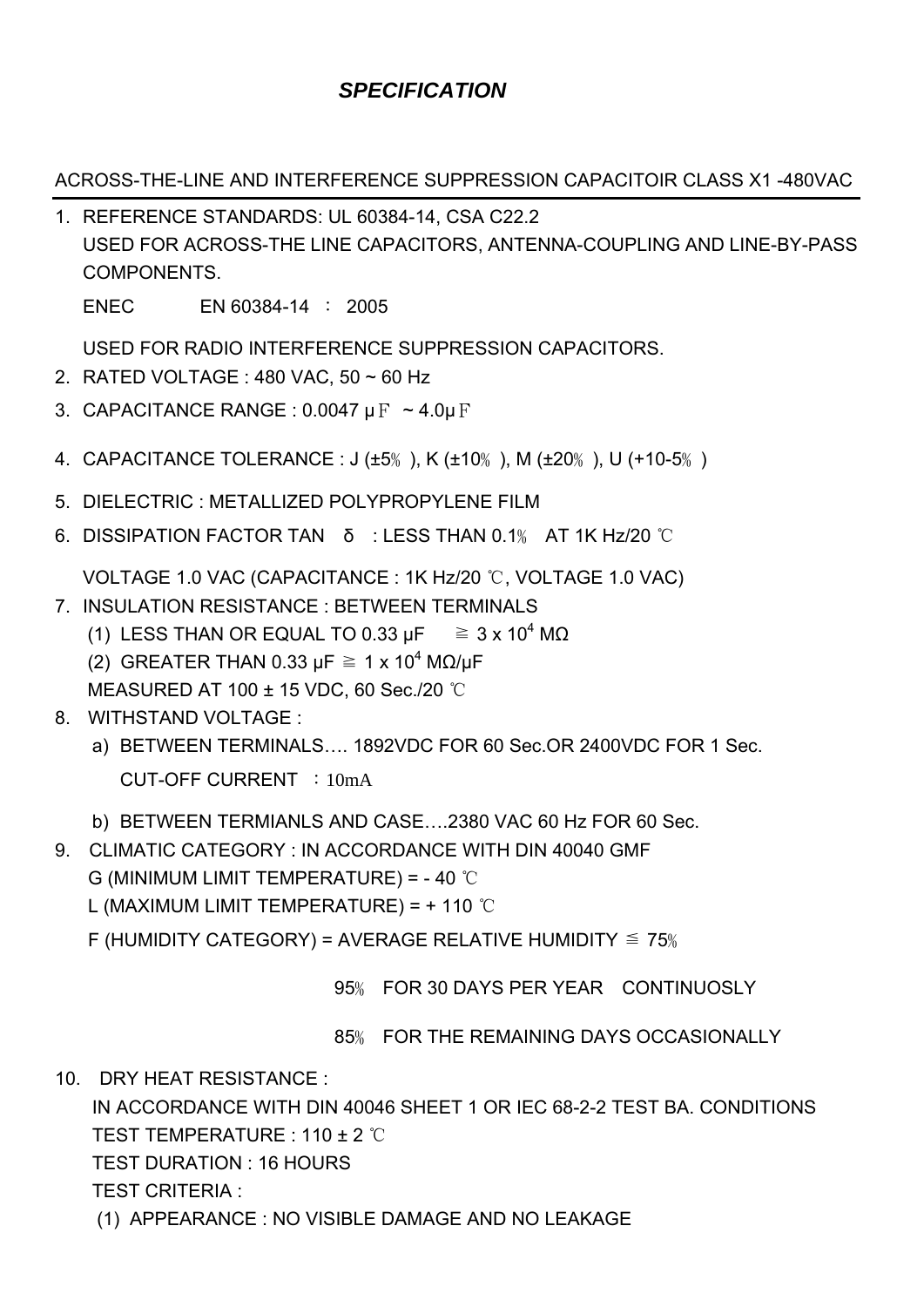# *SPECIFICATION*

ACROSS-THE-LINE AND INTERFERENCE SUPPRESSION CAPACITOIR CLASS X1 -480VAC

1. REFERENCE STANDARDS: UL 60384-14, CSA C22.2
   USED FOR ACROSS-THE LINE CAPACITORS, ANTENNA-COUPLING AND LINE-BY-PASS COMPONENTS.

   ENEC　　EN 60384-14 ： 2005

   USED FOR RADIO INTERFERENCE SUPPRESSION CAPACITORS.
2. RATED VOLTAGE : 480 VAC, 50 ~ 60 Hz
3. CAPACITANCE RANGE : 0.0047 μF ~ 4.0μF
4. CAPACITANCE TOLERANCE : J (±5％), K (±10％), M (±20％), U (+10-5％)
5. DIELECTRIC : METALLIZED POLYPROPYLENE FILM
6. DISSIPATION FACTOR TAN δ : LESS THAN 0.1％ AT 1K Hz/20 ℃

   VOLTAGE 1.0 VAC (CAPACITANCE : 1K Hz/20 ℃, VOLTAGE 1.0 VAC)
7. INSULATION RESISTANCE : BETWEEN TERMINALS
   (1) LESS THAN OR EQUAL TO 0.33 μF　≧ $3 \times 10^4$ MΩ
   (2) GREATER THAN 0.33 μF ≧ $1 \times 10^4$ MΩ/μF
   MEASURED AT 100 ± 15 VDC, 60 Sec./20 ℃
8. WITHSTAND VOLTAGE :
   a) BETWEEN TERMINALS…. 1892VDC FOR 60 Sec.OR 2400VDC FOR 1 Sec.
      CUT-OFF CURRENT ：10mA
   b) BETWEEN TERMIANLS AND CASE….2380 VAC 60 Hz FOR 60 Sec.
9. CLIMATIC CATEGORY : IN ACCORDANCE WITH DIN 40040 GMF
   G (MINIMUM LIMIT TEMPERATURE) = - 40 ℃
   L (MAXIMUM LIMIT TEMPERATURE) = + 110 ℃
   F (HUMIDITY CATEGORY) = AVERAGE RELATIVE HUMIDITY ≦ 75％

   95％ FOR 30 DAYS PER YEAR CONTINUOSLY

   85％ FOR THE REMAINING DAYS OCCASIONALLY
10. DRY HEAT RESISTANCE :
    IN ACCORDANCE WITH DIN 40046 SHEET 1 OR IEC 68-2-2 TEST BA. CONDITIONS
    TEST TEMPERATURE : 110 ± 2 ℃
    TEST DURATION : 16 HOURS
    TEST CRITERIA :
    (1) APPEARANCE : NO VISIBLE DAMAGE AND NO LEAKAGE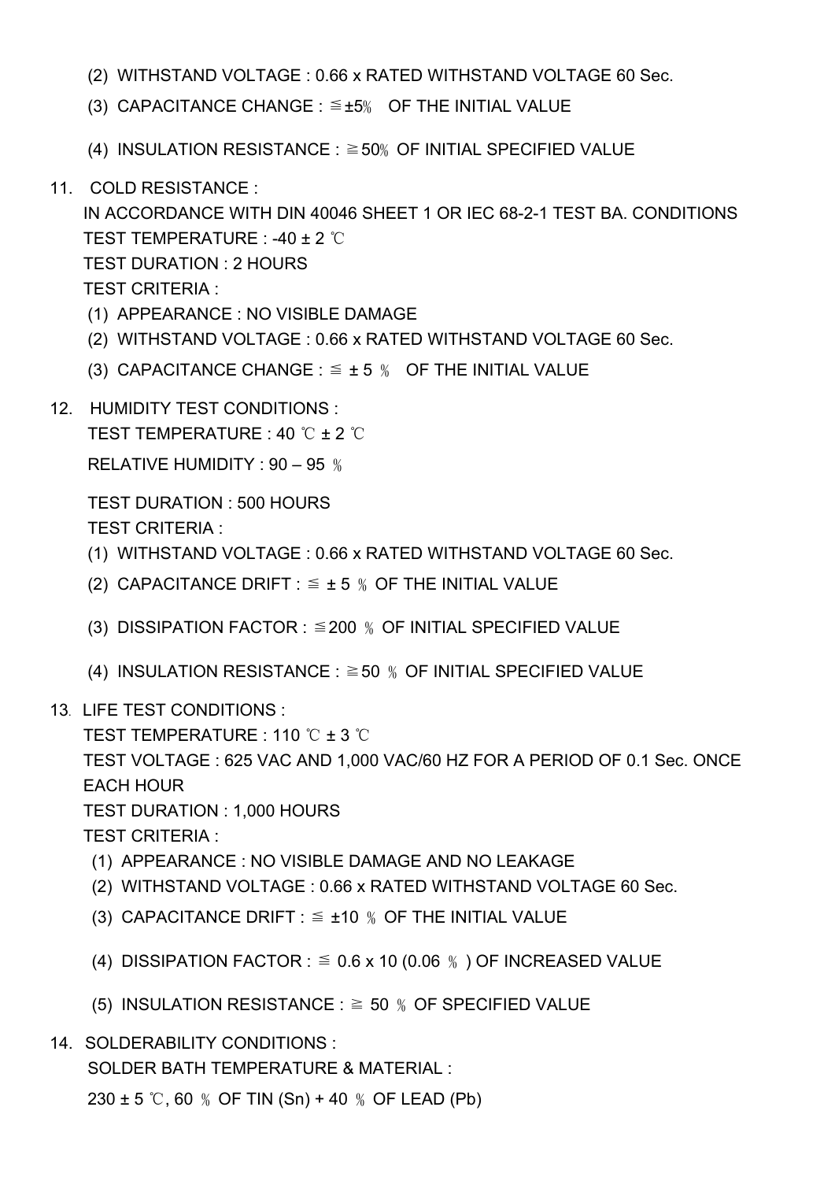(2) WITHSTAND VOLTAGE : 0.66 x RATED WITHSTAND VOLTAGE 60 Sec.

(3) CAPACITANCE CHANGE : ≦±5% OF THE INITIAL VALUE

(4) INSULATION RESISTANCE : ≧50% OF INITIAL SPECIFIED VALUE

11. COLD RESISTANCE :

IN ACCORDANCE WITH DIN 40046 SHEET 1 OR IEC 68-2-1 TEST BA. CONDITIONS

TEST TEMPERATURE : -40 ± 2 ℃

TEST DURATION : 2 HOURS

TEST CRITERIA :

(1) APPEARANCE : NO VISIBLE DAMAGE

(2) WITHSTAND VOLTAGE : 0.66 x RATED WITHSTAND VOLTAGE 60 Sec.

(3) CAPACITANCE CHANGE : ≦ ± 5 % OF THE INITIAL VALUE

12. HUMIDITY TEST CONDITIONS :

TEST TEMPERATURE : 40 ℃ ± 2 ℃

RELATIVE HUMIDITY : 90 – 95 %

TEST DURATION : 500 HOURS

TEST CRITERIA :

(1) WITHSTAND VOLTAGE : 0.66 x RATED WITHSTAND VOLTAGE 60 Sec.

(2) CAPACITANCE DRIFT : ≦ ± 5 % OF THE INITIAL VALUE

(3) DISSIPATION FACTOR : ≦200 % OF INITIAL SPECIFIED VALUE

(4) INSULATION RESISTANCE : ≧50 % OF INITIAL SPECIFIED VALUE

13. LIFE TEST CONDITIONS :

TEST TEMPERATURE : 110 ℃ ± 3 ℃

TEST VOLTAGE : 625 VAC AND 1,000 VAC/60 HZ FOR A PERIOD OF 0.1 Sec. ONCE EACH HOUR

TEST DURATION : 1,000 HOURS

TEST CRITERIA :

(1) APPEARANCE : NO VISIBLE DAMAGE AND NO LEAKAGE

(2) WITHSTAND VOLTAGE : 0.66 x RATED WITHSTAND VOLTAGE 60 Sec.

(3) CAPACITANCE DRIFT : ≦ ±10 % OF THE INITIAL VALUE

(4) DISSIPATION FACTOR : ≦ 0.6 x 10 (0.06 % ) OF INCREASED VALUE

(5) INSULATION RESISTANCE : ≧ 50 % OF SPECIFIED VALUE

14. SOLDERABILITY CONDITIONS :

SOLDER BATH TEMPERATURE & MATERIAL :

230 ± 5 ℃, 60 % OF TIN (Sn) + 40 % OF LEAD (Pb)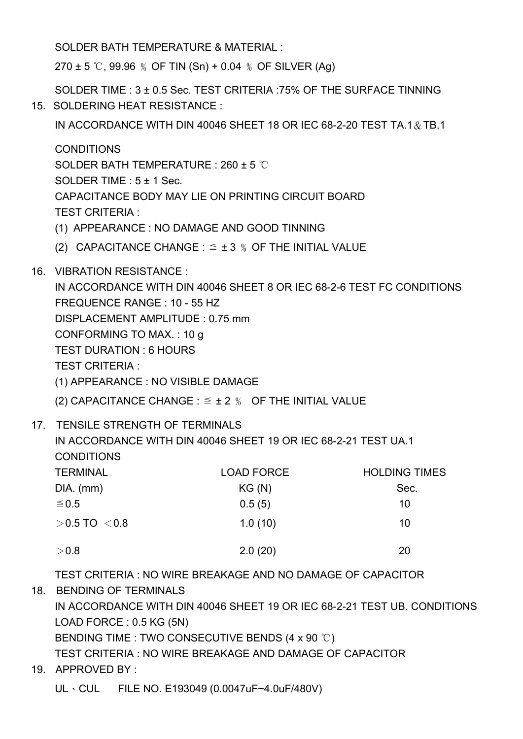SOLDER BATH TEMPERATURE & MATERIAL :

270 ± 5 ℃, 99.96 ％ OF TIN (Sn) + 0.04 ％ OF SILVER (Ag)

SOLDER TIME : 3 ± 0.5 Sec. TEST CRITERIA :75% OF THE SURFACE TINNING

15. SOLDERING HEAT RESISTANCE :

IN ACCORDANCE WITH DIN 40046 SHEET 18 OR IEC 68-2-20 TEST TA.1＆TB.1

CONDITIONS

SOLDER BATH TEMPERATURE : 260 ± 5 ℃

SOLDER TIME : 5 ± 1 Sec.

CAPACITANCE BODY MAY LIE ON PRINTING CIRCUIT BOARD

TEST CRITERIA :

(1) APPEARANCE : NO DAMAGE AND GOOD TINNING

(2) CAPACITANCE CHANGE : ≦ ± 3 ％ OF THE INITIAL VALUE

16. VIBRATION RESISTANCE :

IN ACCORDANCE WITH DIN 40046 SHEET 8 OR IEC 68-2-6 TEST FC CONDITIONS

FREQUENCE RANGE : 10 - 55 HZ

DISPLACEMENT AMPLITUDE : 0.75 mm

CONFORMING TO MAX. : 10 g

TEST DURATION : 6 HOURS

TEST CRITERIA :

(1) APPEARANCE : NO VISIBLE DAMAGE

(2) CAPACITANCE CHANGE : ≦ ± 2 ％ OF THE INITIAL VALUE

17. TENSILE STRENGTH OF TERMINALS

IN ACCORDANCE WITH DIN 40046 SHEET 19 OR IEC 68-2-21 TEST UA.1

CONDITIONS

| TERMINAL DIA. (mm) | LOAD FORCE KG (N) | HOLDING TIMES Sec. |
|---|---|---|
| ≦0.5 | 0.5 (5) | 10 |
| ＞0.5 TO ＜0.8 | 1.0 (10) | 10 |
| ＞0.8 | 2.0 (20) | 20 |

TEST CRITERIA : NO WIRE BREAKAGE AND NO DAMAGE OF CAPACITOR

18. BENDING OF TERMINALS

IN ACCORDANCE WITH DIN 40046 SHEET 19 OR IEC 68-2-21 TEST UB. CONDITIONS

LOAD FORCE : 0.5 KG (5N)

BENDING TIME : TWO CONSECUTIVE BENDS (4 x 90 ℃)

TEST CRITERIA : NO WIRE BREAKAGE AND DAMAGE OF CAPACITOR

19. APPROVED BY :

UL、CUL FILE NO. E193049 (0.0047uF~4.0uF/480V)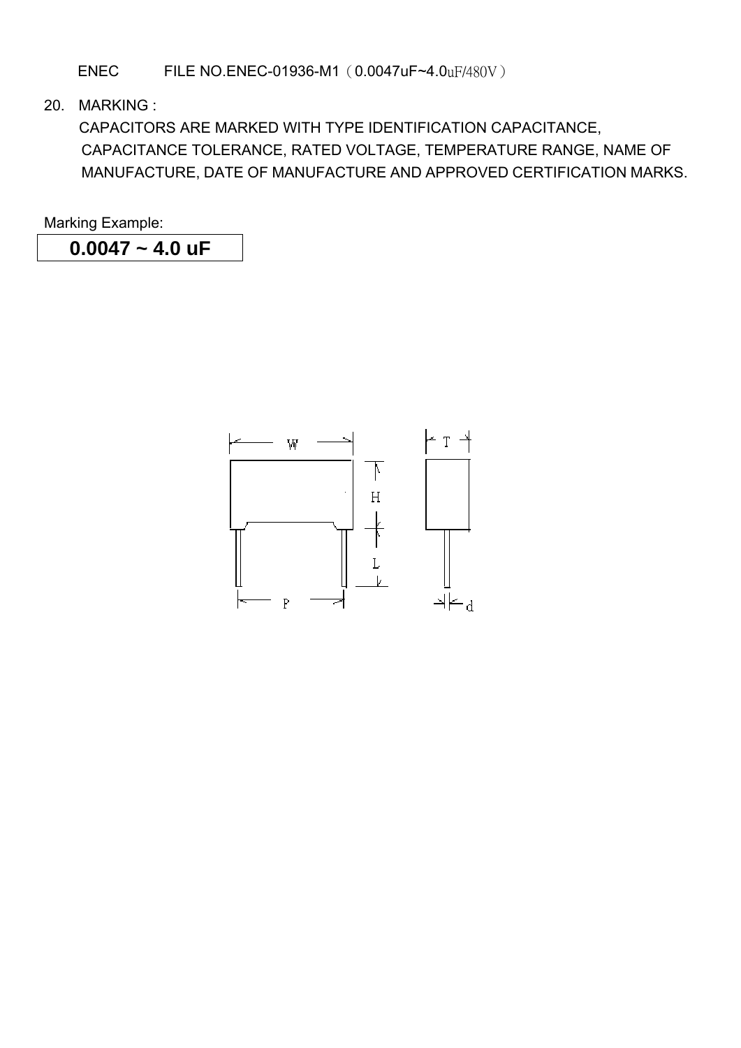ENEC FILE NO.ENEC-01936-M1（0.0047uF~4.0uF/480V）

20. MARKING :

CAPACITORS ARE MARKED WITH TYPE IDENTIFICATION CAPACITANCE, CAPACITANCE TOLERANCE, RATED VOLTAGE, TEMPERATURE RANGE, NAME OF MANUFACTURE, DATE OF MANUFACTURE AND APPROVED CERTIFICATION MARKS.

Marking Example:

| **0.0047 ~ 4.0 uF** |
|---|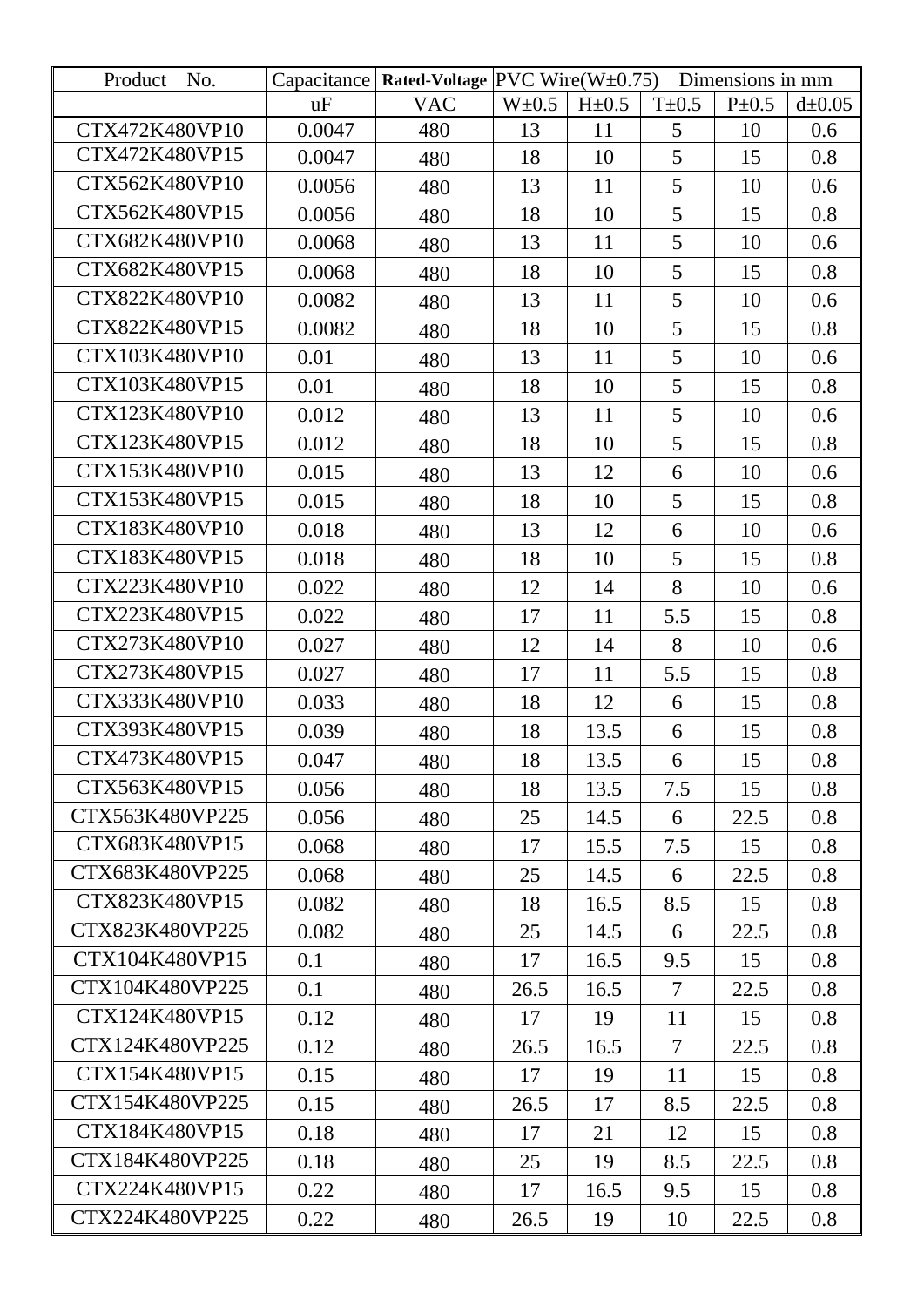| Product No. | Capacitance | Rated-Voltage | PVC Wire(W±0.75) | Dimensions in mm | | | |
|---|---|---|---|---|---|---|---|
| | uF | VAC | W±0.5 | H±0.5 | T±0.5 | P±0.5 | d±0.05 |
| CTX472K480VP10 | 0.0047 | 480 | 13 | 11 | 5 | 10 | 0.6 |
| CTX472K480VP15 | 0.0047 | 480 | 18 | 10 | 5 | 15 | 0.8 |
| CTX562K480VP10 | 0.0056 | 480 | 13 | 11 | 5 | 10 | 0.6 |
| CTX562K480VP15 | 0.0056 | 480 | 18 | 10 | 5 | 15 | 0.8 |
| CTX682K480VP10 | 0.0068 | 480 | 13 | 11 | 5 | 10 | 0.6 |
| CTX682K480VP15 | 0.0068 | 480 | 18 | 10 | 5 | 15 | 0.8 |
| CTX822K480VP10 | 0.0082 | 480 | 13 | 11 | 5 | 10 | 0.6 |
| CTX822K480VP15 | 0.0082 | 480 | 18 | 10 | 5 | 15 | 0.8 |
| CTX103K480VP10 | 0.01 | 480 | 13 | 11 | 5 | 10 | 0.6 |
| CTX103K480VP15 | 0.01 | 480 | 18 | 10 | 5 | 15 | 0.8 |
| CTX123K480VP10 | 0.012 | 480 | 13 | 11 | 5 | 10 | 0.6 |
| CTX123K480VP15 | 0.012 | 480 | 18 | 10 | 5 | 15 | 0.8 |
| CTX153K480VP10 | 0.015 | 480 | 13 | 12 | 6 | 10 | 0.6 |
| CTX153K480VP15 | 0.015 | 480 | 18 | 10 | 5 | 15 | 0.8 |
| CTX183K480VP10 | 0.018 | 480 | 13 | 12 | 6 | 10 | 0.6 |
| CTX183K480VP15 | 0.018 | 480 | 18 | 10 | 5 | 15 | 0.8 |
| CTX223K480VP10 | 0.022 | 480 | 12 | 14 | 8 | 10 | 0.6 |
| CTX223K480VP15 | 0.022 | 480 | 17 | 11 | 5.5 | 15 | 0.8 |
| CTX273K480VP10 | 0.027 | 480 | 12 | 14 | 8 | 10 | 0.6 |
| CTX273K480VP15 | 0.027 | 480 | 17 | 11 | 5.5 | 15 | 0.8 |
| CTX333K480VP10 | 0.033 | 480 | 18 | 12 | 6 | 15 | 0.8 |
| CTX393K480VP15 | 0.039 | 480 | 18 | 13.5 | 6 | 15 | 0.8 |
| CTX473K480VP15 | 0.047 | 480 | 18 | 13.5 | 6 | 15 | 0.8 |
| CTX563K480VP15 | 0.056 | 480 | 18 | 13.5 | 7.5 | 15 | 0.8 |
| CTX563K480VP225 | 0.056 | 480 | 25 | 14.5 | 6 | 22.5 | 0.8 |
| CTX683K480VP15 | 0.068 | 480 | 17 | 15.5 | 7.5 | 15 | 0.8 |
| CTX683K480VP225 | 0.068 | 480 | 25 | 14.5 | 6 | 22.5 | 0.8 |
| CTX823K480VP15 | 0.082 | 480 | 18 | 16.5 | 8.5 | 15 | 0.8 |
| CTX823K480VP225 | 0.082 | 480 | 25 | 14.5 | 6 | 22.5 | 0.8 |
| CTX104K480VP15 | 0.1 | 480 | 17 | 16.5 | 9.5 | 15 | 0.8 |
| CTX104K480VP225 | 0.1 | 480 | 26.5 | 16.5 | 7 | 22.5 | 0.8 |
| CTX124K480VP15 | 0.12 | 480 | 17 | 19 | 11 | 15 | 0.8 |
| CTX124K480VP225 | 0.12 | 480 | 26.5 | 16.5 | 7 | 22.5 | 0.8 |
| CTX154K480VP15 | 0.15 | 480 | 17 | 19 | 11 | 15 | 0.8 |
| CTX154K480VP225 | 0.15 | 480 | 26.5 | 17 | 8.5 | 22.5 | 0.8 |
| CTX184K480VP15 | 0.18 | 480 | 17 | 21 | 12 | 15 | 0.8 |
| CTX184K480VP225 | 0.18 | 480 | 25 | 19 | 8.5 | 22.5 | 0.8 |
| CTX224K480VP15 | 0.22 | 480 | 17 | 16.5 | 9.5 | 15 | 0.8 |
| CTX224K480VP225 | 0.22 | 480 | 26.5 | 19 | 10 | 22.5 | 0.8 |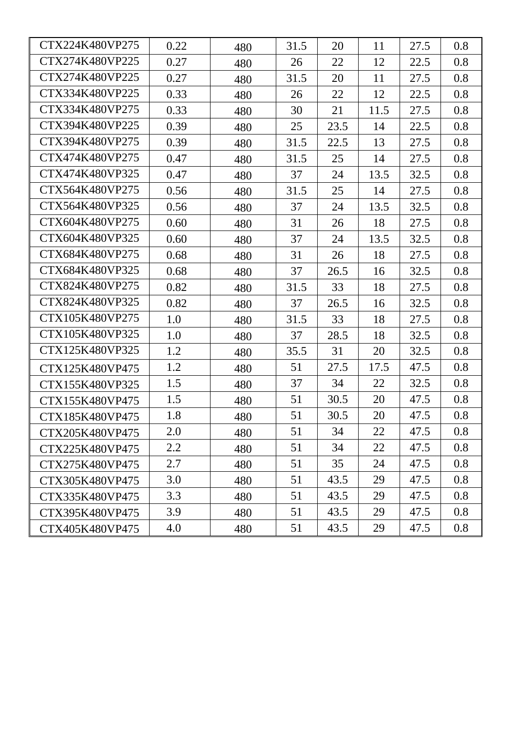| | | | | | | | |
|---|---|---|---|---|---|---|---|
| CTX224K480VP275 | 0.22 | 480 | 31.5 | 20 | 11 | 27.5 | 0.8 |
| CTX274K480VP225 | 0.27 | 480 | 26 | 22 | 12 | 22.5 | 0.8 |
| CTX274K480VP225 | 0.27 | 480 | 31.5 | 20 | 11 | 27.5 | 0.8 |
| CTX334K480VP225 | 0.33 | 480 | 26 | 22 | 12 | 22.5 | 0.8 |
| CTX334K480VP275 | 0.33 | 480 | 30 | 21 | 11.5 | 27.5 | 0.8 |
| CTX394K480VP225 | 0.39 | 480 | 25 | 23.5 | 14 | 22.5 | 0.8 |
| CTX394K480VP275 | 0.39 | 480 | 31.5 | 22.5 | 13 | 27.5 | 0.8 |
| CTX474K480VP275 | 0.47 | 480 | 31.5 | 25 | 14 | 27.5 | 0.8 |
| CTX474K480VP325 | 0.47 | 480 | 37 | 24 | 13.5 | 32.5 | 0.8 |
| CTX564K480VP275 | 0.56 | 480 | 31.5 | 25 | 14 | 27.5 | 0.8 |
| CTX564K480VP325 | 0.56 | 480 | 37 | 24 | 13.5 | 32.5 | 0.8 |
| CTX604K480VP275 | 0.60 | 480 | 31 | 26 | 18 | 27.5 | 0.8 |
| CTX604K480VP325 | 0.60 | 480 | 37 | 24 | 13.5 | 32.5 | 0.8 |
| CTX684K480VP275 | 0.68 | 480 | 31 | 26 | 18 | 27.5 | 0.8 |
| CTX684K480VP325 | 0.68 | 480 | 37 | 26.5 | 16 | 32.5 | 0.8 |
| CTX824K480VP275 | 0.82 | 480 | 31.5 | 33 | 18 | 27.5 | 0.8 |
| CTX824K480VP325 | 0.82 | 480 | 37 | 26.5 | 16 | 32.5 | 0.8 |
| CTX105K480VP275 | 1.0 | 480 | 31.5 | 33 | 18 | 27.5 | 0.8 |
| CTX105K480VP325 | 1.0 | 480 | 37 | 28.5 | 18 | 32.5 | 0.8 |
| CTX125K480VP325 | 1.2 | 480 | 35.5 | 31 | 20 | 32.5 | 0.8 |
| CTX125K480VP475 | 1.2 | 480 | 51 | 27.5 | 17.5 | 47.5 | 0.8 |
| CTX155K480VP325 | 1.5 | 480 | 37 | 34 | 22 | 32.5 | 0.8 |
| CTX155K480VP475 | 1.5 | 480 | 51 | 30.5 | 20 | 47.5 | 0.8 |
| CTX185K480VP475 | 1.8 | 480 | 51 | 30.5 | 20 | 47.5 | 0.8 |
| CTX205K480VP475 | 2.0 | 480 | 51 | 34 | 22 | 47.5 | 0.8 |
| CTX225K480VP475 | 2.2 | 480 | 51 | 34 | 22 | 47.5 | 0.8 |
| CTX275K480VP475 | 2.7 | 480 | 51 | 35 | 24 | 47.5 | 0.8 |
| CTX305K480VP475 | 3.0 | 480 | 51 | 43.5 | 29 | 47.5 | 0.8 |
| CTX335K480VP475 | 3.3 | 480 | 51 | 43.5 | 29 | 47.5 | 0.8 |
| CTX395K480VP475 | 3.9 | 480 | 51 | 43.5 | 29 | 47.5 | 0.8 |
| CTX405K480VP475 | 4.0 | 480 | 51 | 43.5 | 29 | 47.5 | 0.8 |